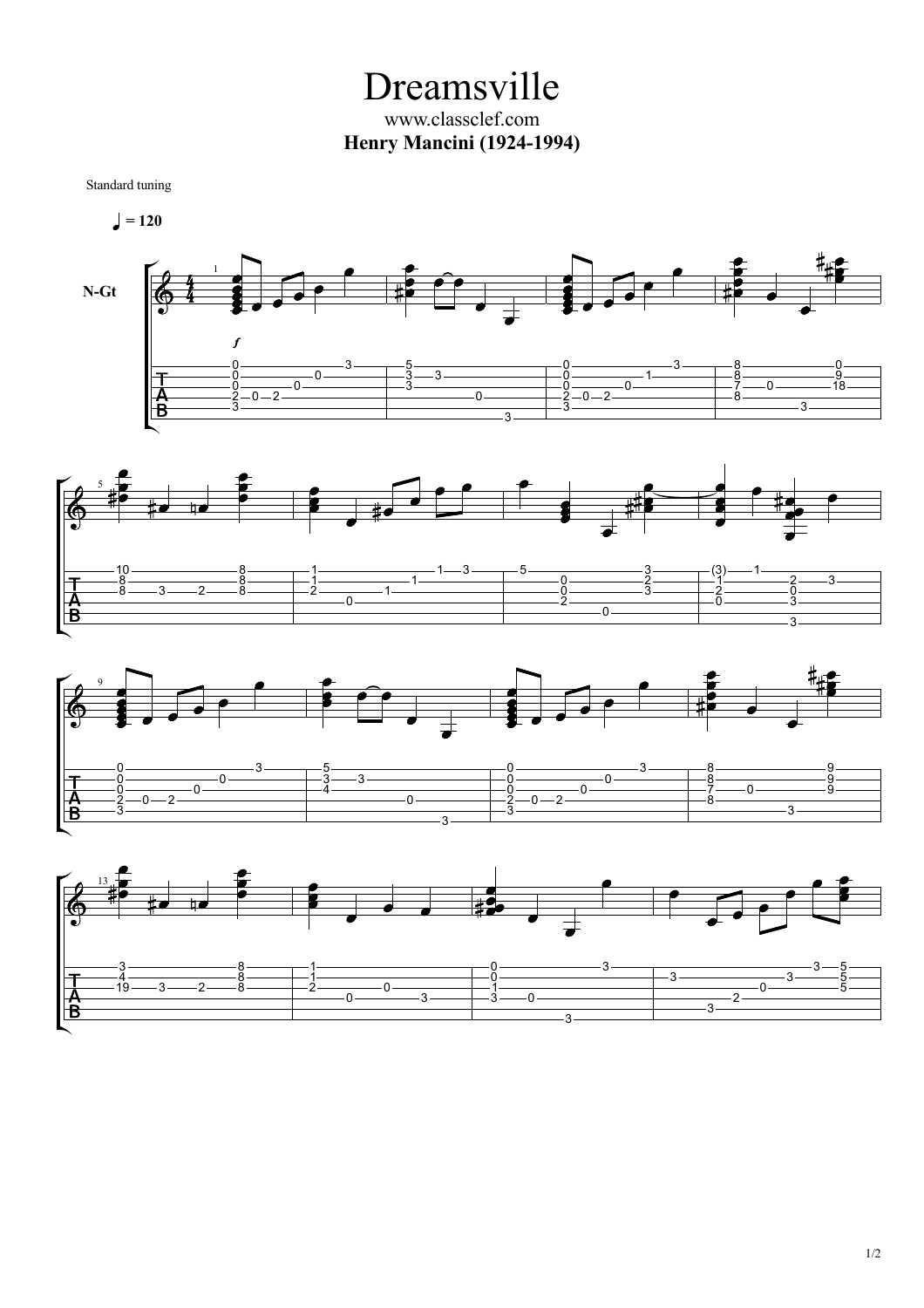# Dreamsville

www.classclef.com

**Henry Mancini (1924-1994)**

Standard tuning

♩ = 120

N-Gt